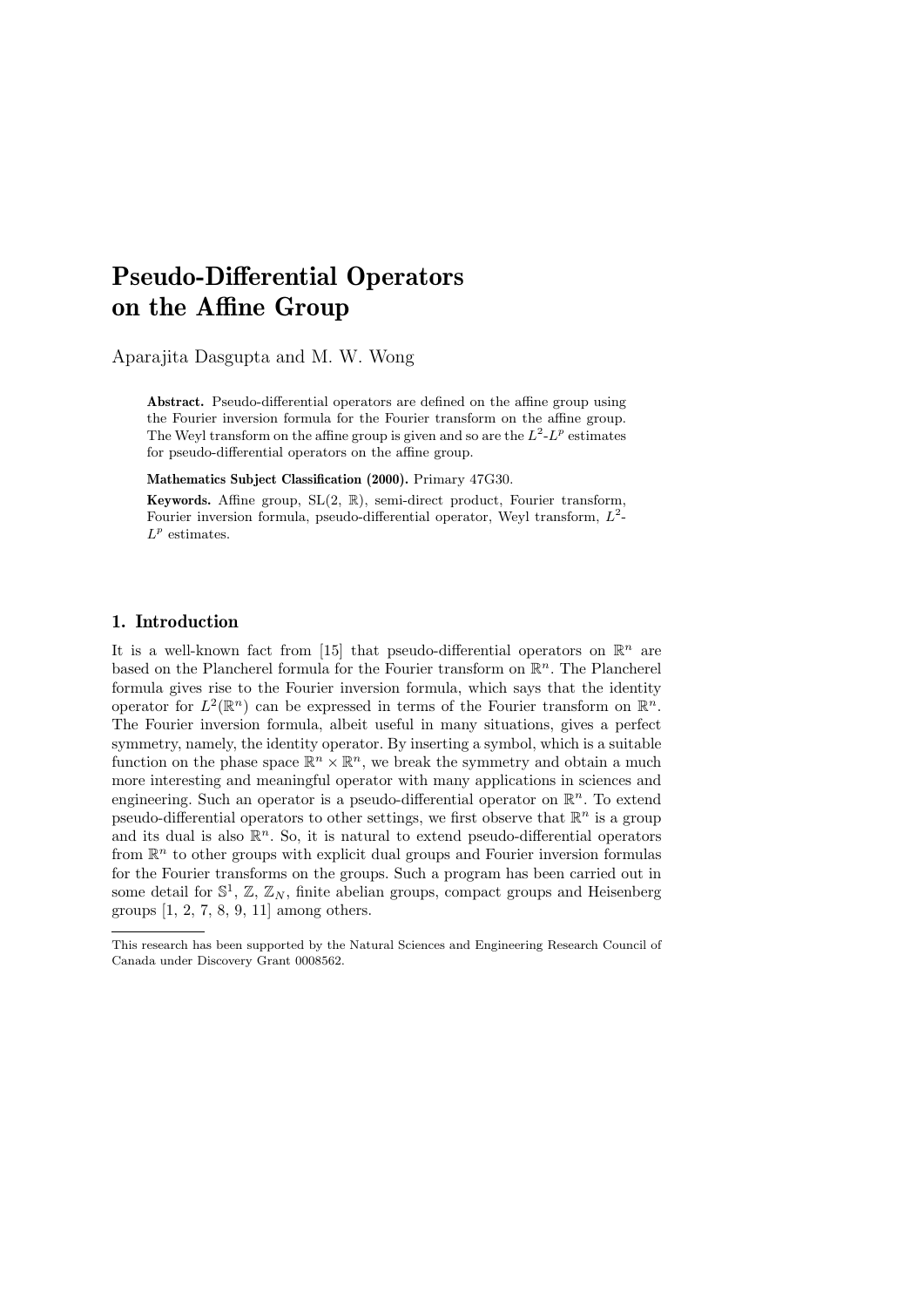# Pseudo-Differential Operators on the Affine Group

Aparajita Dasgupta and M. W. Wong

**Abstract.** Pseudo-differential operators are defined on the affine group using the Fourier inversion formula for the Fourier transform on the affine group. The Weyl transform on the affine group is given and so are the $L^2$-$L^p$ estimates for pseudo-differential operators on the affine group.

**Mathematics Subject Classification (2000).** Primary 47G30.

**Keywords.** Affine group, SL(2, $\mathbb{R}$), semi-direct product, Fourier transform, Fourier inversion formula, pseudo-differential operator, Weyl transform, $L^2$-$L^p$ estimates.

## 1. Introduction

It is a well-known fact from [15] that pseudo-differential operators on $\mathbb{R}^n$ are based on the Plancherel formula for the Fourier transform on $\mathbb{R}^n$. The Plancherel formula gives rise to the Fourier inversion formula, which says that the identity operator for $L^2(\mathbb{R}^n)$ can be expressed in terms of the Fourier transform on $\mathbb{R}^n$. The Fourier inversion formula, albeit useful in many situations, gives a perfect symmetry, namely, the identity operator. By inserting a symbol, which is a suitable function on the phase space $\mathbb{R}^n \times \mathbb{R}^n$, we break the symmetry and obtain a much more interesting and meaningful operator with many applications in sciences and engineering. Such an operator is a pseudo-differential operator on $\mathbb{R}^n$. To extend pseudo-differential operators to other settings, we first observe that $\mathbb{R}^n$ is a group and its dual is also $\mathbb{R}^n$. So, it is natural to extend pseudo-differential operators from $\mathbb{R}^n$ to other groups with explicit dual groups and Fourier inversion formulas for the Fourier transforms on the groups. Such a program has been carried out in some detail for $\mathbb{S}^1$, $\mathbb{Z}$, $\mathbb{Z}_N$, finite abelian groups, compact groups and Heisenberg groups [1, 2, 7, 8, 9, 11] among others.

---

This research has been supported by the Natural Sciences and Engineering Research Council of Canada under Discovery Grant 0008562.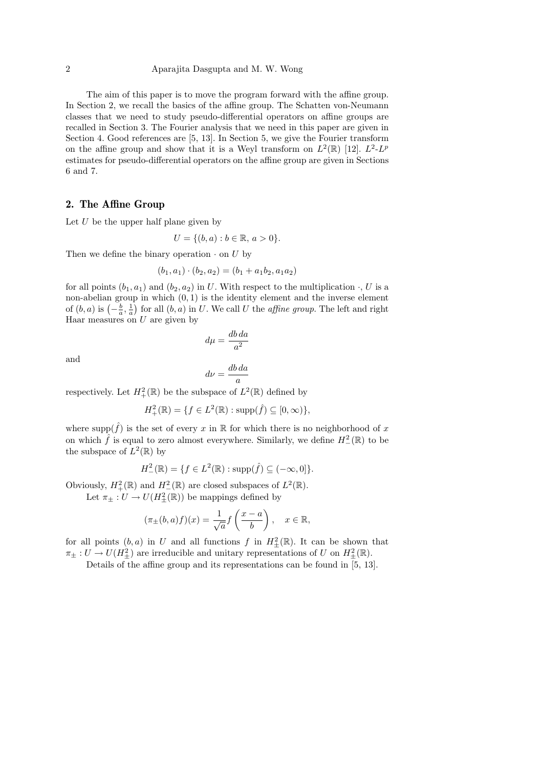The aim of this paper is to move the program forward with the affine group. In Section 2, we recall the basics of the affine group. The Schatten von-Neumann classes that we need to study pseudo-differential operators on affine groups are recalled in Section 3. The Fourier analysis that we need in this paper are given in Section 4. Good references are [5, 13]. In Section 5, we give the Fourier transform on the affine group and show that it is a Weyl transform on $L^2(\mathbb{R})$ [12]. $L^2$-$L^p$ estimates for pseudo-differential operators on the affine group are given in Sections 6 and 7.

## 2. The Affine Group

Let $U$ be the upper half plane given by

$$U = \{(b, a) : b \in \mathbb{R},\, a > 0\}.$$

Then we define the binary operation $\cdot$ on $U$ by

$$(b_1, a_1) \cdot (b_2, a_2) = (b_1 + a_1 b_2, a_1 a_2)$$

for all points $(b_1, a_1)$ and $(b_2, a_2)$ in $U$. With respect to the multiplication $\cdot$, $U$ is a non-abelian group in which $(0, 1)$ is the identity element and the inverse element of $(b, a)$ is $\left(-\frac{b}{a}, \frac{1}{a}\right)$ for all $(b, a)$ in $U$. We call $U$ the *affine group*. The left and right Haar measures on $U$ are given by

$$d\mu = \frac{db\, da}{a^2}$$

and

$$d\nu = \frac{db\, da}{a}$$

respectively. Let $H^2_+(\mathbb{R})$ be the subspace of $L^2(\mathbb{R})$ defined by

$$H^2_+(\mathbb{R}) = \{f \in L^2(\mathbb{R}) : \operatorname{supp}(\hat{f}) \subseteq [0, \infty)\},$$

where $\operatorname{supp}(\hat{f})$ is the set of every $x$ in $\mathbb{R}$ for which there is no neighborhood of $x$ on which $\hat{f}$ is equal to zero almost everywhere. Similarly, we define $H^2_-(\mathbb{R})$ to be the subspace of $L^2(\mathbb{R})$ by

$$H^2_-(\mathbb{R}) = \{f \in L^2(\mathbb{R}) : \operatorname{supp}(\hat{f}) \subseteq (-\infty, 0]\}.$$

Obviously, $H^2_+(\mathbb{R})$ and $H^2_-(\mathbb{R})$ are closed subspaces of $L^2(\mathbb{R})$.

Let $\pi_\pm : U \to U(H^2_\pm(\mathbb{R}))$ be mappings defined by

$$(\pi_\pm(b, a)f)(x) = \frac{1}{\sqrt{a}} f\left(\frac{x - a}{b}\right), \quad x \in \mathbb{R},$$

for all points $(b, a)$ in $U$ and all functions $f$ in $H^2_\pm(\mathbb{R})$. It can be shown that $\pi_\pm : U \to U(H^2_\pm)$ are irreducible and unitary representations of $U$ on $H^2_\pm(\mathbb{R})$.

Details of the affine group and its representations can be found in [5, 13].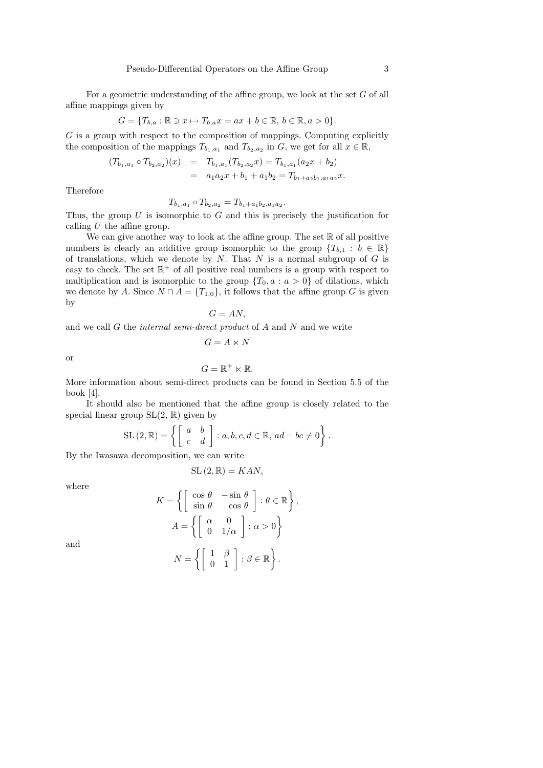For a geometric understanding of the affine group, we look at the set $G$ of all affine mappings given by

$$G = \{T_{b,a} : \mathbb{R} \ni x \mapsto T_{b,a}x = ax + b \in \mathbb{R},\ b \in \mathbb{R}, a > 0\}.$$

$G$ is a group with respect to the composition of mappings. Computing explicitly the composition of the mappings $T_{b_1,a_1}$ and $T_{b_2,a_2}$ in $G$, we get for all $x \in \mathbb{R}$,

$$\begin{aligned}(T_{b_1,a_1} \circ T_{b_2,a_2})(x) &= T_{b_1,a_1}(T_{b_2,a_2}x) = T_{b_1,a_1}(a_2x + b_2) \\ &= a_1a_2x + b_1 + a_1b_2 = T_{b_1+a_2b_1,a_1a_2}x.\end{aligned}$$

Therefore

$$T_{b_1,a_1} \circ T_{b_2,a_2} = T_{b_1+a_1b_2,a_1a_2}.$$

Thus, the group $U$ is isomorphic to $G$ and this is precisely the justification for calling $U$ the affine group.

We can give another way to look at the affine group. The set $\mathbb{R}$ of all positive numbers is clearly an additive group isomorphic to the group $\{T_{b,1} : b \in \mathbb{R}\}$ of translations, which we denote by $N$. That $N$ is a normal subgroup of $G$ is easy to check. The set $\mathbb{R}^+$ of all positive real numbers is a group with respect to multiplication and is isomorphic to the group $\{T_0, a : a > 0\}$ of dilations, which we denote by $A$. Since $N \cap A = \{T_{1,0}\}$, it follows that the affine group $G$ is given by

$$G = AN,$$

and we call $G$ the *internal semi-direct product* of $A$ and $N$ and we write

$$G = A \ltimes N$$

or

$$G = \mathbb{R}^+ \ltimes \mathbb{R}.$$

More information about semi-direct products can be found in Section 5.5 of the book [4].

It should also be mentioned that the affine group is closely related to the special linear group $\mathrm{SL}(2, \mathbb{R})$ given by

$$\mathrm{SL}\,(2, \mathbb{R}) = \left\{ \begin{bmatrix} a & b \\ c & d \end{bmatrix} : a, b, c, d \in \mathbb{R},\ ad - bc \neq 0 \right\}.$$

By the Iwasawa decomposition, we can write

$$\mathrm{SL}\,(2, \mathbb{R}) = KAN,$$

where

$$K = \left\{ \begin{bmatrix} \cos\theta & -\sin\theta \\ \sin\theta & \cos\theta \end{bmatrix} : \theta \in \mathbb{R} \right\},$$

$$A = \left\{ \begin{bmatrix} \alpha & 0 \\ 0 & 1/\alpha \end{bmatrix} : \alpha > 0 \right\}$$

and

$$N = \left\{ \begin{bmatrix} 1 & \beta \\ 0 & 1 \end{bmatrix} : \beta \in \mathbb{R} \right\}.$$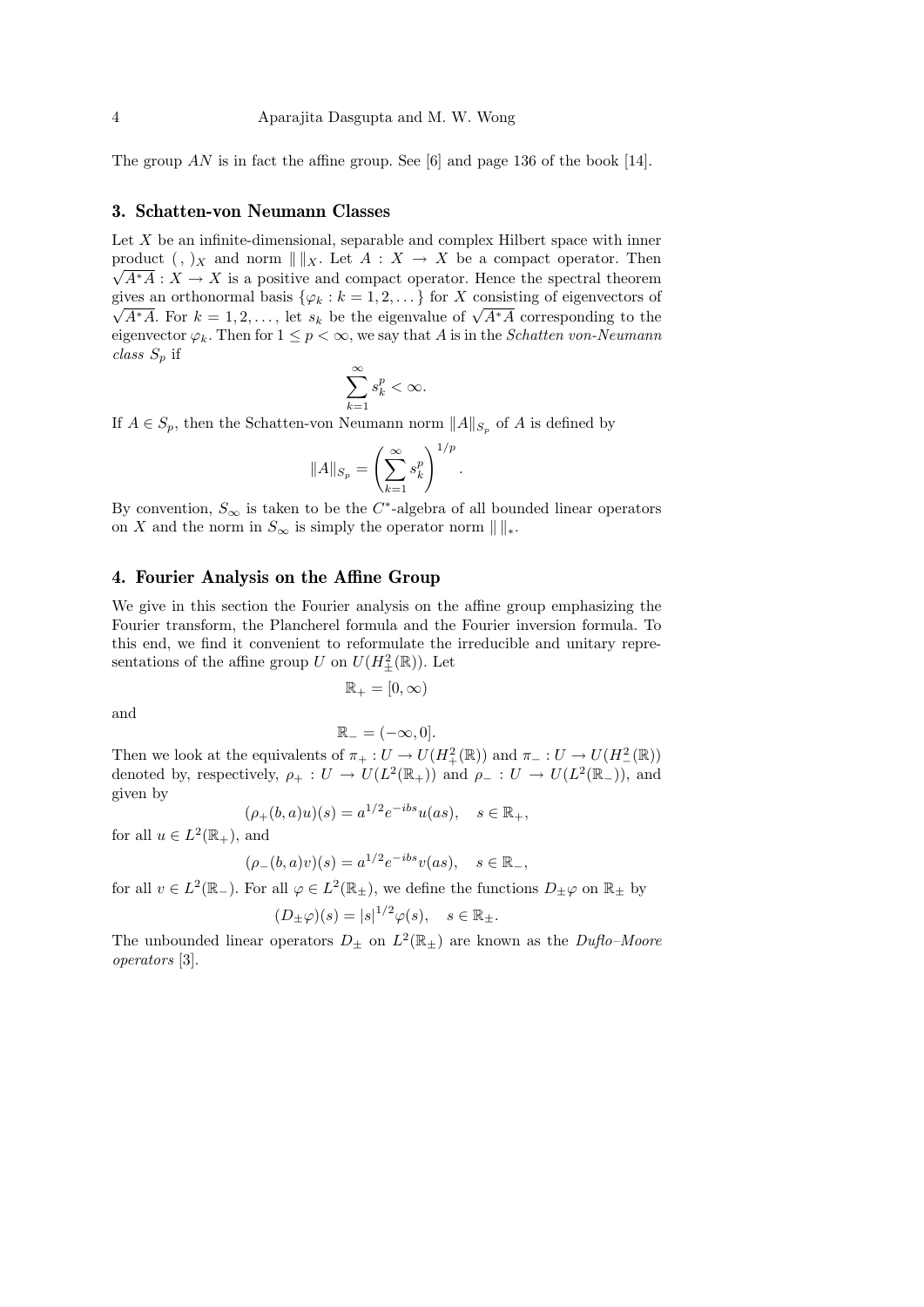The group $AN$ is in fact the affine group. See [6] and page 136 of the book [14].

## 3. Schatten-von Neumann Classes

Let $X$ be an infinite-dimensional, separable and complex Hilbert space with inner product $(\ ,\ )_X$ and norm $\|\ \|_X$. Let $A : X \to X$ be a compact operator. Then $\sqrt{A^*A} : X \to X$ is a positive and compact operator. Hence the spectral theorem gives an orthonormal basis $\{\varphi_k : k = 1, 2, \dots\}$ for $X$ consisting of eigenvectors of $\sqrt{A^*A}$. For $k = 1, 2, \dots$, let $s_k$ be the eigenvalue of $\sqrt{A^*A}$ corresponding to the eigenvector $\varphi_k$. Then for $1 \le p < \infty$, we say that $A$ is in the *Schatten von-Neumann class* $S_p$ if

$$\sum_{k=1}^{\infty} s_k^p < \infty.$$

If $A \in S_p$, then the Schatten-von Neumann norm $\|A\|_{S_p}$ of $A$ is defined by

$$\|A\|_{S_p} = \left( \sum_{k=1}^{\infty} s_k^p \right)^{1/p}.$$

By convention, $S_\infty$ is taken to be the $C^*$-algebra of all bounded linear operators on $X$ and the norm in $S_\infty$ is simply the operator norm $\|\ \|_*$.

## 4. Fourier Analysis on the Affine Group

We give in this section the Fourier analysis on the affine group emphasizing the Fourier transform, the Plancherel formula and the Fourier inversion formula. To this end, we find it convenient to reformulate the irreducible and unitary representations of the affine group $U$ on $U(H^2_\pm(\mathbb{R}))$. Let

$$\mathbb{R}_+ = [0, \infty)$$

and

$$\mathbb{R}_- = (-\infty, 0].$$

Then we look at the equivalents of $\pi_+ : U \to U(H^2_+(\mathbb{R}))$ and $\pi_- : U \to U(H^2_-(\mathbb{R}))$ denoted by, respectively, $\rho_+ : U \to U(L^2(\mathbb{R}_+))$ and $\rho_- : U \to U(L^2(\mathbb{R}_-))$, and given by

$$(\rho_+(b, a)u)(s) = a^{1/2} e^{-ibs} u(as), \quad s \in \mathbb{R}_+,$$

for all $u \in L^2(\mathbb{R}_+)$, and

$$(\rho_-(b, a)v)(s) = a^{1/2} e^{-ibs} v(as), \quad s \in \mathbb{R}_-,$$

for all $v \in L^2(\mathbb{R}_-)$. For all $\varphi \in L^2(\mathbb{R}_\pm)$, we define the functions $D_\pm \varphi$ on $\mathbb{R}_\pm$ by

$$(D_\pm \varphi)(s) = |s|^{1/2} \varphi(s), \quad s \in \mathbb{R}_\pm.$$

The unbounded linear operators $D_\pm$ on $L^2(\mathbb{R}_\pm)$ are known as the *Duflo–Moore operators* [3].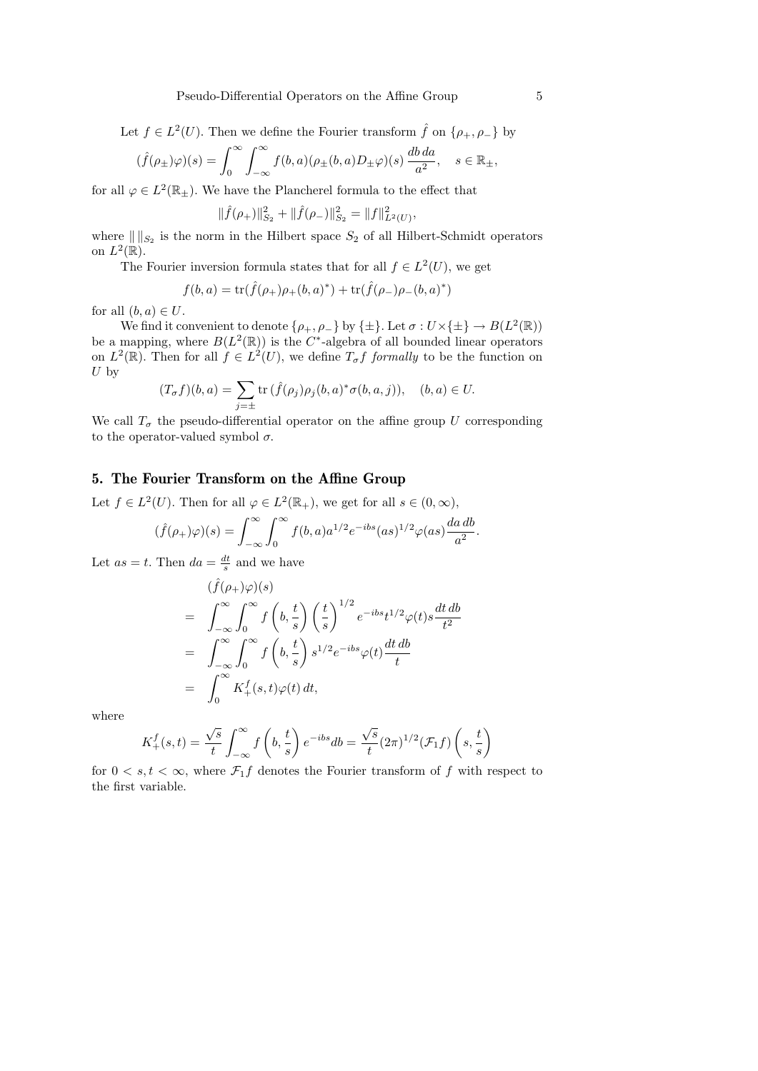Let $f \in L^2(U)$. Then we define the Fourier transform $\hat{f}$ on $\{\rho_+, \rho_-\}$ by

$$(\hat{f}(\rho_\pm)\varphi)(s) = \int_0^\infty \int_{-\infty}^\infty f(b,a)(\rho_\pm(b,a)D_\pm\varphi)(s)\,\frac{db\,da}{a^2}, \quad s \in \mathbb{R}_\pm,$$

for all $\varphi \in L^2(\mathbb{R}_\pm)$. We have the Plancherel formula to the effect that

$$\|\hat{f}(\rho_+)\|_{S_2}^2 + \|\hat{f}(\rho_-)\|_{S_2}^2 = \|f\|_{L^2(U)}^2,$$

where $\| \, \|_{S_2}$ is the norm in the Hilbert space $S_2$ of all Hilbert-Schmidt operators on $L^2(\mathbb{R})$.

The Fourier inversion formula states that for all $f \in L^2(U)$, we get

$$f(b,a) = \mathrm{tr}(\hat{f}(\rho_+)\rho_+(b,a)^*) + \mathrm{tr}(\hat{f}(\rho_-)\rho_-(b,a)^*)$$

for all $(b,a) \in U$.

We find it convenient to denote $\{\rho_+, \rho_-\}$ by $\{\pm\}$. Let $\sigma : U \times \{\pm\} \to B(L^2(\mathbb{R}))$ be a mapping, where $B(L^2(\mathbb{R}))$ is the $C^*$-algebra of all bounded linear operators on $L^2(\mathbb{R})$. Then for all $f \in L^2(U)$, we define $T_\sigma f$ *formally* to be the function on $U$ by

$$(T_\sigma f)(b,a) = \sum_{j=\pm} \mathrm{tr}\,(\hat{f}(\rho_j)\rho_j(b,a)^*\sigma(b,a,j)), \quad (b,a) \in U.$$

We call $T_\sigma$ the pseudo-differential operator on the affine group $U$ corresponding to the operator-valued symbol $\sigma$.

## 5. The Fourier Transform on the Affine Group

Let $f \in L^2(U)$. Then for all $\varphi \in L^2(\mathbb{R}_+)$, we get for all $s \in (0, \infty)$,

$$(\hat{f}(\rho_+)\varphi)(s) = \int_{-\infty}^\infty \int_0^\infty f(b,a)a^{1/2}e^{-ibs}(as)^{1/2}\varphi(as)\frac{da\,db}{a^2}.$$

Let $as = t$. Then $da = \frac{dt}{s}$ and we have

$$\begin{aligned}
& (\hat{f}(\rho_+)\varphi)(s) \\
= {} & \int_{-\infty}^\infty \int_0^\infty f\left(b, \frac{t}{s}\right)\left(\frac{t}{s}\right)^{1/2} e^{-ibs}t^{1/2}\varphi(t)s\frac{dt\,db}{t^2} \\
= {} & \int_{-\infty}^\infty \int_0^\infty f\left(b, \frac{t}{s}\right) s^{1/2}e^{-ibs}\varphi(t)\frac{dt\,db}{t} \\
= {} & \int_0^\infty K_+^f(s,t)\varphi(t)\,dt,
\end{aligned}$$

where

$$K_+^f(s,t) = \frac{\sqrt{s}}{t}\int_{-\infty}^\infty f\left(b, \frac{t}{s}\right)e^{-ibs}db = \frac{\sqrt{s}}{t}(2\pi)^{1/2}(\mathcal{F}_1 f)\left(s, \frac{t}{s}\right)$$

for $0 < s, t < \infty$, where $\mathcal{F}_1 f$ denotes the Fourier transform of $f$ with respect to the first variable.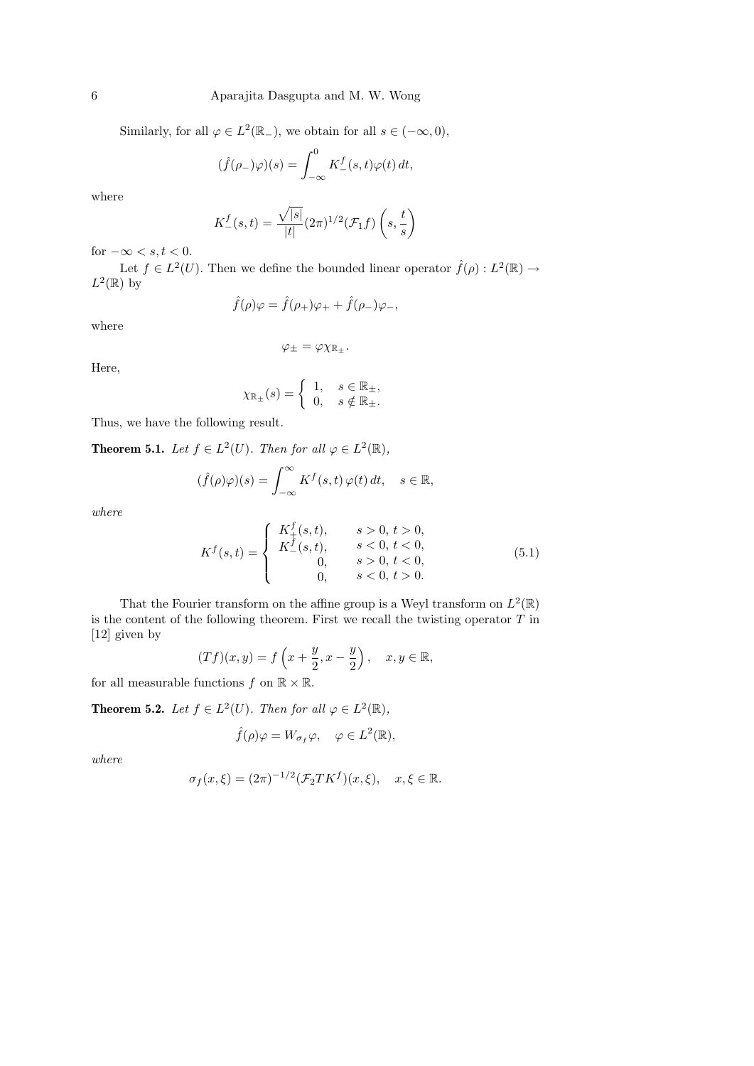Similarly, for all $\varphi \in L^2(\mathbb{R}_-)$, we obtain for all $s \in (-\infty, 0)$,

$$(\hat{f}(\rho_-)\varphi)(s) = \int_{-\infty}^{0} K_-^f(s,t)\varphi(t)\,dt,$$

where

$$K_-^f(s,t) = \frac{\sqrt{|s|}}{|t|}(2\pi)^{1/2}(\mathcal{F}_1 f)\left(s, \frac{t}{s}\right)$$

for $-\infty < s, t < 0$.

Let $f \in L^2(U)$. Then we define the bounded linear operator $\hat{f}(\rho) : L^2(\mathbb{R}) \to L^2(\mathbb{R})$ by

$$\hat{f}(\rho)\varphi = \hat{f}(\rho_+)\varphi_+ + \hat{f}(\rho_-)\varphi_-,$$

where

$$\varphi_\pm = \varphi\chi_{\mathbb{R}_\pm}.$$

Here,

$$\chi_{\mathbb{R}_\pm}(s) = \begin{cases} 1, & s \in \mathbb{R}_\pm, \\ 0, & s \notin \mathbb{R}_\pm. \end{cases}$$

Thus, we have the following result.

**Theorem 5.1.** *Let $f \in L^2(U)$. Then for all $\varphi \in L^2(\mathbb{R})$,*

$$(\hat{f}(\rho)\varphi)(s) = \int_{-\infty}^{\infty} K^f(s,t)\,\varphi(t)\,dt, \quad s \in \mathbb{R},$$

*where*

$$K^f(s,t) = \begin{cases} K_+^f(s,t), & s > 0,\, t > 0, \\ K_-^f(s,t), & s < 0,\, t < 0, \\ 0, & s > 0,\, t < 0, \\ 0, & s < 0,\, t > 0. \end{cases} \tag{5.1}$$

That the Fourier transform on the affine group is a Weyl transform on $L^2(\mathbb{R})$ is the content of the following theorem. First we recall the twisting operator $T$ in [12] given by

$$(Tf)(x,y) = f\left(x + \frac{y}{2}, x - \frac{y}{2}\right), \quad x, y \in \mathbb{R},$$

for all measurable functions $f$ on $\mathbb{R} \times \mathbb{R}$.

**Theorem 5.2.** *Let $f \in L^2(U)$. Then for all $\varphi \in L^2(\mathbb{R})$,*

$$\hat{f}(\rho)\varphi = W_{\sigma_f}\varphi, \quad \varphi \in L^2(\mathbb{R}),$$

*where*

$$\sigma_f(x,\xi) = (2\pi)^{-1/2}(\mathcal{F}_2 T K^f)(x,\xi), \quad x, \xi \in \mathbb{R}.$$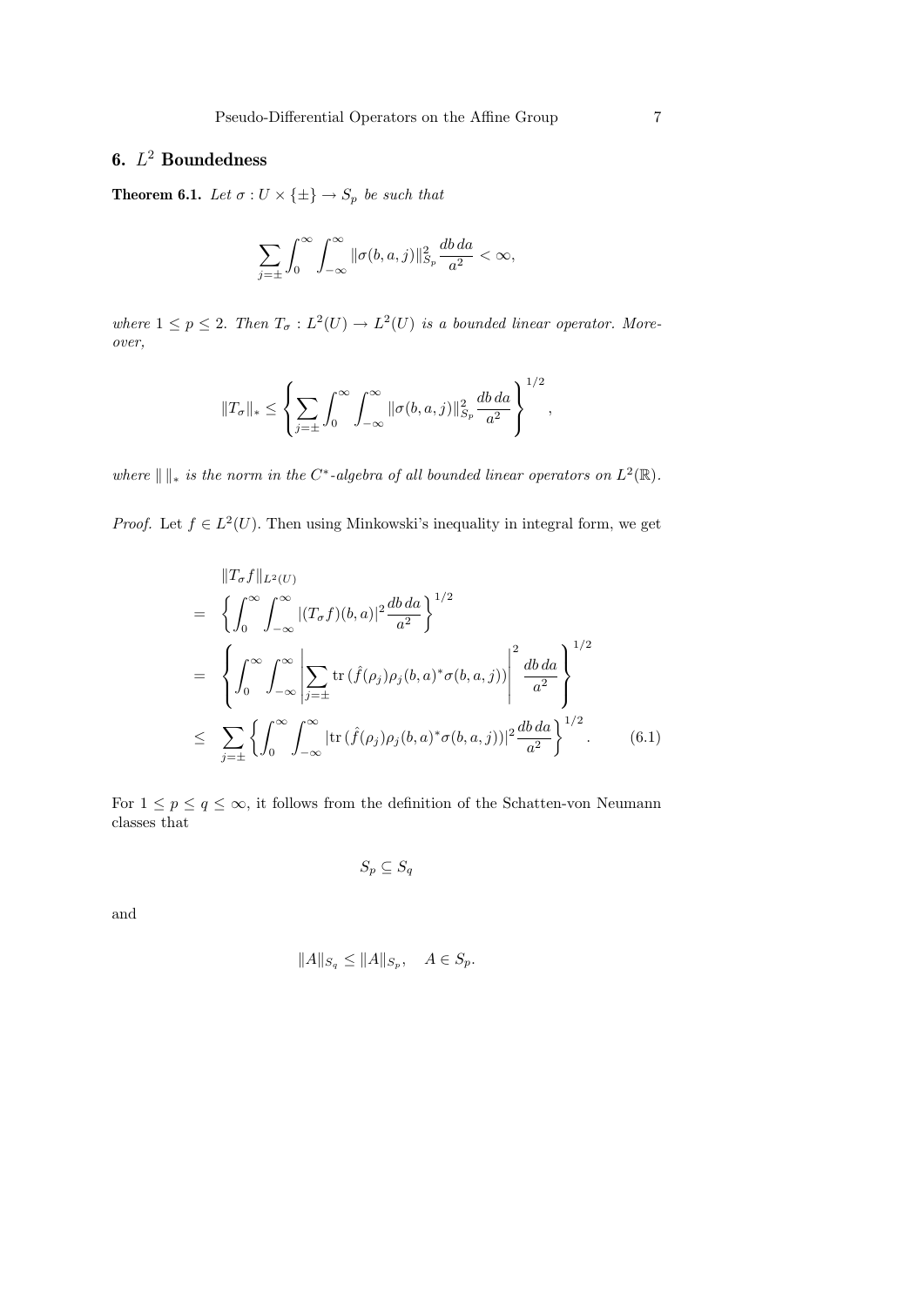## 6. $L^2$ Boundedness

**Theorem 6.1.** *Let $\sigma : U \times \{\pm\} \to S_p$ be such that*

$$\sum_{j=\pm} \int_0^\infty \int_{-\infty}^\infty \|\sigma(b,a,j)\|_{S_p}^2 \frac{db\,da}{a^2} < \infty,$$

*where $1 \le p \le 2$. Then $T_\sigma : L^2(U) \to L^2(U)$ is a bounded linear operator. Moreover,*

$$\|T_\sigma\|_* \le \left\{ \sum_{j=\pm} \int_0^\infty \int_{-\infty}^\infty \|\sigma(b,a,j)\|_{S_p}^2 \frac{db\,da}{a^2} \right\}^{1/2},$$

*where $\| \, \|_*$ is the norm in the $C^*$-algebra of all bounded linear operators on $L^2(\mathbb{R})$.*

*Proof.* Let $f \in L^2(U)$. Then using Minkowski's inequality in integral form, we get

$$\begin{aligned}
&\|T_\sigma f\|_{L^2(U)} \\
&= \left\{ \int_0^\infty \int_{-\infty}^\infty |(T_\sigma f)(b,a)|^2 \frac{db\,da}{a^2} \right\}^{1/2} \\
&= \left\{ \int_0^\infty \int_{-\infty}^\infty \left| \sum_{j=\pm} \operatorname{tr}\left(\hat{f}(\rho_j)\rho_j(b,a)^* \sigma(b,a,j)\right) \right|^2 \frac{db\,da}{a^2} \right\}^{1/2} \\
&\le \sum_{j=\pm} \left\{ \int_0^\infty \int_{-\infty}^\infty \left|\operatorname{tr}\left(\hat{f}(\rho_j)\rho_j(b,a)^* \sigma(b,a,j)\right)\right|^2 \frac{db\,da}{a^2} \right\}^{1/2}. \qquad (6.1)
\end{aligned}$$

For $1 \le p \le q \le \infty$, it follows from the definition of the Schatten-von Neumann classes that

$$S_p \subseteq S_q$$

and

$$\|A\|_{S_q} \le \|A\|_{S_p}, \quad A \in S_p.$$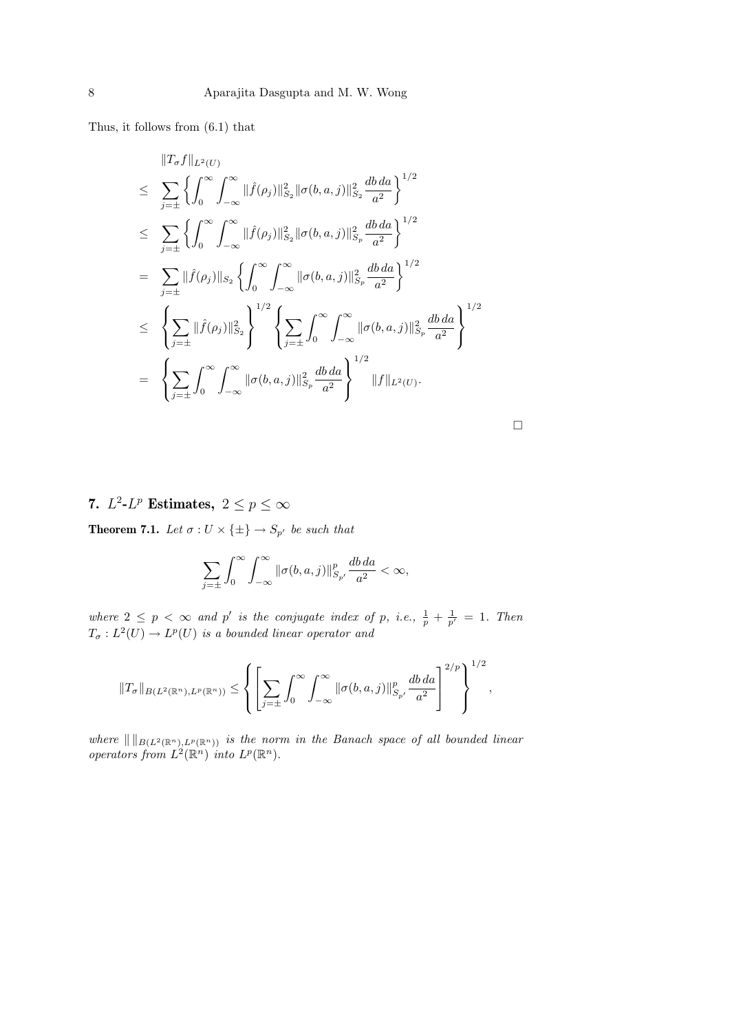Thus, it follows from (6.1) that

$$
\begin{aligned}
& \|T_\sigma f\|_{L^2(U)} \\
\leq & \sum_{j=\pm} \left\{ \int_0^\infty \int_{-\infty}^\infty \|\hat{f}(\rho_j)\|_{S_2}^2 \|\sigma(b,a,j)\|_{S_2}^2 \frac{db\,da}{a^2} \right\}^{1/2} \\
\leq & \sum_{j=\pm} \left\{ \int_0^\infty \int_{-\infty}^\infty \|\hat{f}(\rho_j)\|_{S_2}^2 \|\sigma(b,a,j)\|_{S_p}^2 \frac{db\,da}{a^2} \right\}^{1/2} \\
= & \sum_{j=\pm} \|\hat{f}(\rho_j)\|_{S_2} \left\{ \int_0^\infty \int_{-\infty}^\infty \|\sigma(b,a,j)\|_{S_p}^2 \frac{db\,da}{a^2} \right\}^{1/2} \\
\leq & \left\{ \sum_{j=\pm} \|\hat{f}(\rho_j)\|_{S_2}^2 \right\}^{1/2} \left\{ \sum_{j=\pm} \int_0^\infty \int_{-\infty}^\infty \|\sigma(b,a,j)\|_{S_p}^2 \frac{db\,da}{a^2} \right\}^{1/2} \\
= & \left\{ \sum_{j=\pm} \int_0^\infty \int_{-\infty}^\infty \|\sigma(b,a,j)\|_{S_p}^2 \frac{db\,da}{a^2} \right\}^{1/2} \|f\|_{L^2(U)}.
\end{aligned}
$$

□

## 7. $L^2$-$L^p$ Estimates, $2 \leq p \leq \infty$

**Theorem 7.1.** *Let $\sigma : U \times \{\pm\} \to S_{p'}$ be such that*

$$
\sum_{j=\pm} \int_0^\infty \int_{-\infty}^\infty \|\sigma(b,a,j)\|_{S_{p'}}^p \frac{db\,da}{a^2} < \infty,
$$

*where $2 \leq p < \infty$ and $p'$ is the conjugate index of $p$, i.e., $\frac{1}{p} + \frac{1}{p'} = 1$. Then $T_\sigma : L^2(U) \to L^p(U)$ is a bounded linear operator and*

$$
\|T_\sigma\|_{B(L^2(\mathbb{R}^n), L^p(\mathbb{R}^n))} \leq \left\{ \left[ \sum_{j=\pm} \int_0^\infty \int_{-\infty}^\infty \|\sigma(b,a,j)\|_{S_{p'}}^p \frac{db\,da}{a^2} \right]^{2/p} \right\}^{1/2},
$$

*where $\| \, \|_{B(L^2(\mathbb{R}^n), L^p(\mathbb{R}^n))}$ is the norm in the Banach space of all bounded linear operators from $L^2(\mathbb{R}^n)$ into $L^p(\mathbb{R}^n)$.*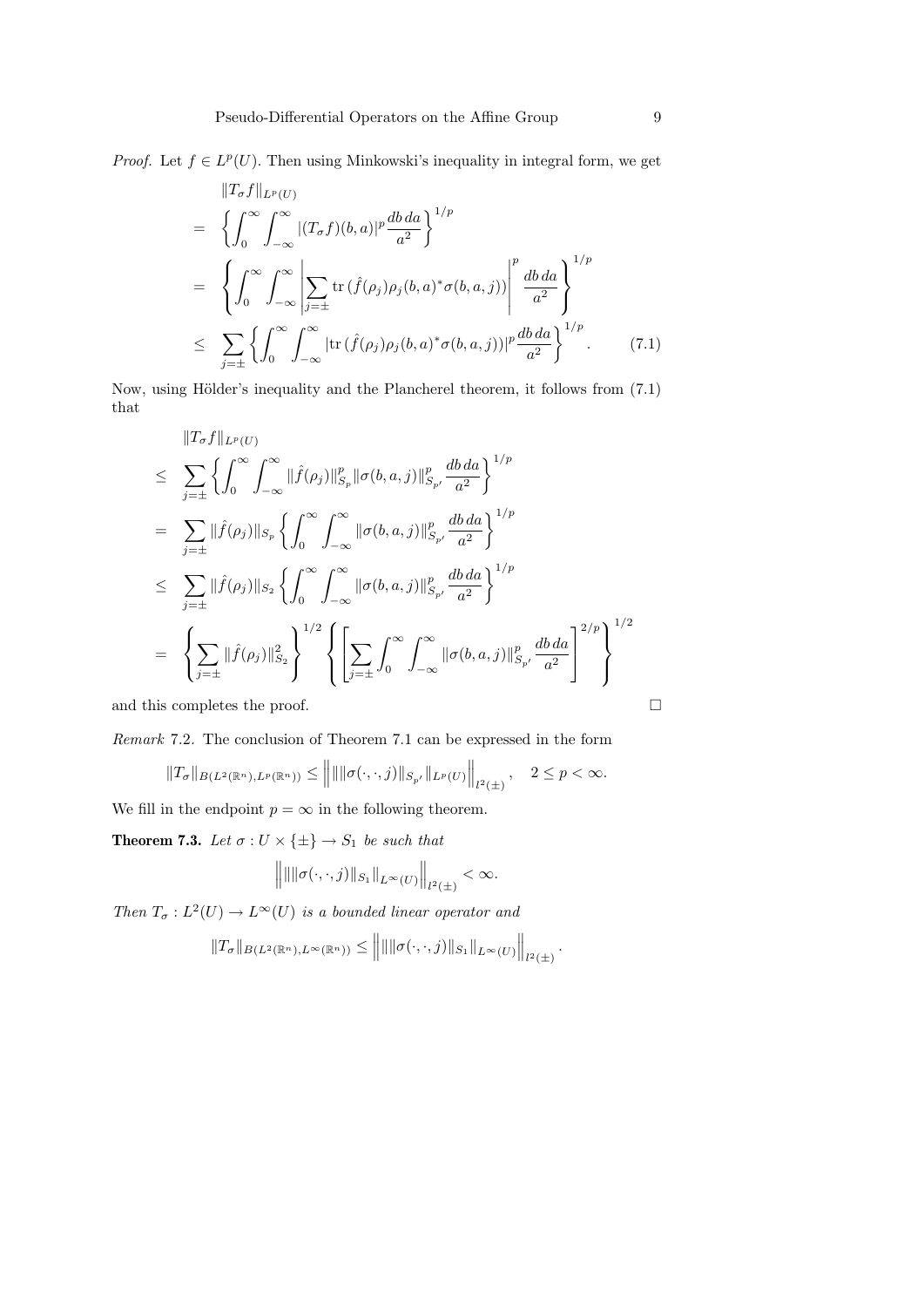*Proof.* Let $f \in L^p(U)$. Then using Minkowski's inequality in integral form, we get

$$
\begin{aligned}
& \|T_\sigma f\|_{L^p(U)} \\
= & \left\{ \int_0^\infty \int_{-\infty}^\infty |(T_\sigma f)(b,a)|^p \frac{db\, da}{a^2} \right\}^{1/p} \\
= & \left\{ \int_0^\infty \int_{-\infty}^\infty \left| \sum_{j=\pm} \operatorname{tr}\left(\hat{f}(\rho_j)\rho_j(b,a)^* \sigma(b,a,j)\right) \right|^p \frac{db\, da}{a^2} \right\}^{1/p} \\
\leq & \sum_{j=\pm} \left\{ \int_0^\infty \int_{-\infty}^\infty |\operatorname{tr}\left(\hat{f}(\rho_j)\rho_j(b,a)^* \sigma(b,a,j)\right)|^p \frac{db\, da}{a^2} \right\}^{1/p}. \qquad (7.1)
\end{aligned}
$$

Now, using Hölder's inequality and the Plancherel theorem, it follows from (7.1) that

$$
\begin{aligned}
& \|T_\sigma f\|_{L^p(U)} \\
\leq & \sum_{j=\pm} \left\{ \int_0^\infty \int_{-\infty}^\infty \|\hat{f}(\rho_j)\|_{S_p}^p \|\sigma(b,a,j)\|_{S_{p'}}^p \frac{db\, da}{a^2} \right\}^{1/p} \\
= & \sum_{j=\pm} \|\hat{f}(\rho_j)\|_{S_p} \left\{ \int_0^\infty \int_{-\infty}^\infty \|\sigma(b,a,j)\|_{S_{p'}}^p \frac{db\, da}{a^2} \right\}^{1/p} \\
\leq & \sum_{j=\pm} \|\hat{f}(\rho_j)\|_{S_2} \left\{ \int_0^\infty \int_{-\infty}^\infty \|\sigma(b,a,j)\|_{S_{p'}}^p \frac{db\, da}{a^2} \right\}^{1/p} \\
= & \left\{ \sum_{j=\pm} \|\hat{f}(\rho_j)\|_{S_2}^2 \right\}^{1/2} \left\{ \left[ \sum_{j=\pm} \int_0^\infty \int_{-\infty}^\infty \|\sigma(b,a,j)\|_{S_{p'}}^p \frac{db\, da}{a^2} \right]^{2/p} \right\}^{1/2}
\end{aligned}
$$

and this completes the proof. $\square$

*Remark* 7.2. The conclusion of Theorem 7.1 can be expressed in the form

$$
\|T_\sigma\|_{B(L^2(\mathbb{R}^n), L^p(\mathbb{R}^n))} \leq \left\| \| \|\sigma(\cdot,\cdot,j)\|_{S_{p'}} \|_{L^p(U)} \right\|_{l^2(\pm)}, \quad 2 \leq p < \infty.
$$

We fill in the endpoint $p = \infty$ in the following theorem.

**Theorem 7.3.** *Let $\sigma : U \times \{\pm\} \to S_1$ be such that*

$$
\left\| \| \|\sigma(\cdot,\cdot,j)\|_{S_1} \|_{L^\infty(U)} \right\|_{l^2(\pm)} < \infty.
$$

*Then $T_\sigma : L^2(U) \to L^\infty(U)$ is a bounded linear operator and*

$$
\|T_\sigma\|_{B(L^2(\mathbb{R}^n), L^\infty(\mathbb{R}^n))} \leq \left\| \| \|\sigma(\cdot,\cdot,j)\|_{S_1} \|_{L^\infty(U)} \right\|_{l^2(\pm)}.
$$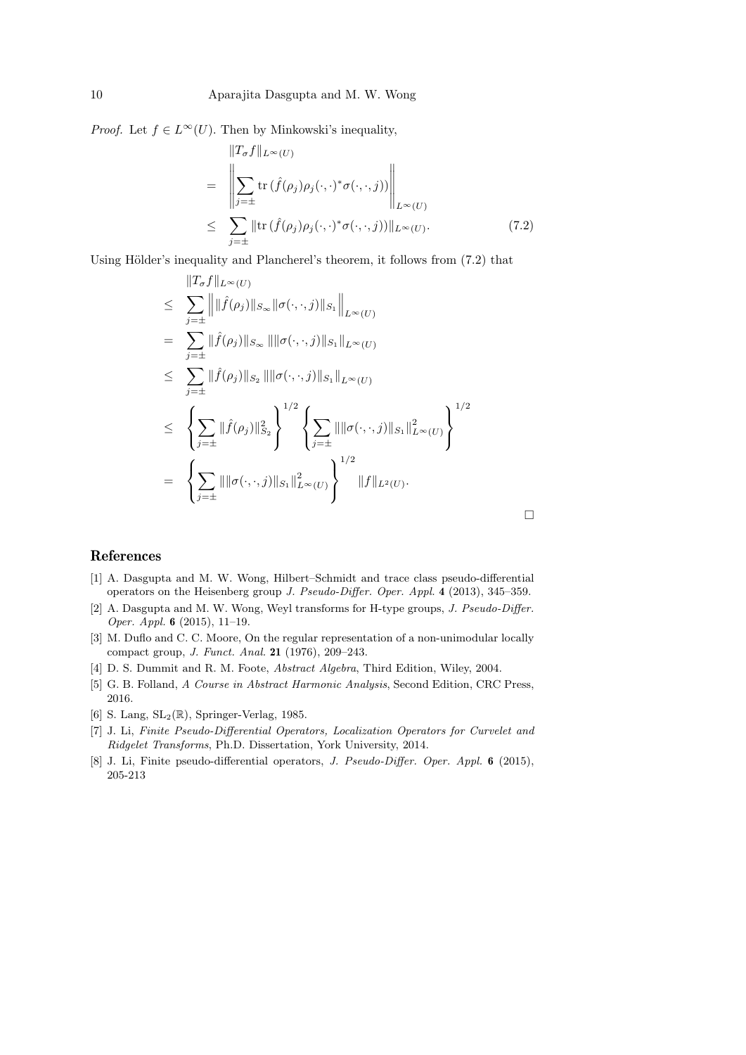*Proof.* Let $f \in L^\infty(U)$. Then by Minkowski's inequality,

$$
\begin{aligned}
& \|T_\sigma f\|_{L^\infty(U)} \\
= & \left\| \sum_{j=\pm} \mathrm{tr}\,(\hat{f}(\rho_j)\rho_j(\cdot,\cdot)^* \sigma(\cdot,\cdot,j)) \right\|_{L^\infty(U)} \\
\leq & \sum_{j=\pm} \|\mathrm{tr}\,(\hat{f}(\rho_j)\rho_j(\cdot,\cdot)^* \sigma(\cdot,\cdot,j))\|_{L^\infty(U)}. \qquad (7.2)
\end{aligned}
$$

Using Hölder's inequality and Plancherel's theorem, it follows from (7.2) that

$$
\begin{aligned}
& \|T_\sigma f\|_{L^\infty(U)} \\
\leq & \sum_{j=\pm} \left\| \|\hat{f}(\rho_j)\|_{S_\infty} \|\sigma(\cdot,\cdot,j)\|_{S_1} \right\|_{L^\infty(U)} \\
= & \sum_{j=\pm} \|\hat{f}(\rho_j)\|_{S_\infty} \, \|\|\sigma(\cdot,\cdot,j)\|_{S_1}\|_{L^\infty(U)} \\
\leq & \sum_{j=\pm} \|\hat{f}(\rho_j)\|_{S_2} \, \|\|\sigma(\cdot,\cdot,j)\|_{S_1}\|_{L^\infty(U)} \\
\leq & \left\{ \sum_{j=\pm} \|\hat{f}(\rho_j)\|_{S_2}^2 \right\}^{1/2} \left\{ \sum_{j=\pm} \|\|\sigma(\cdot,\cdot,j)\|_{S_1}\|_{L^\infty(U)}^2 \right\}^{1/2} \\
= & \left\{ \sum_{j=\pm} \|\|\sigma(\cdot,\cdot,j)\|_{S_1}\|_{L^\infty(U)}^2 \right\}^{1/2} \|f\|_{L^2(U)}.
\end{aligned}
$$

□

## References

[1] A. Dasgupta and M. W. Wong, Hilbert–Schmidt and trace class pseudo-differential operators on the Heisenberg group *J. Pseudo-Differ. Oper. Appl.* **4** (2013), 345–359.

[2] A. Dasgupta and M. W. Wong, Weyl transforms for H-type groups, *J. Pseudo-Differ. Oper. Appl.* **6** (2015), 11–19.

[3] M. Duflo and C. C. Moore, On the regular representation of a non-unimodular locally compact group, *J. Funct. Anal.* **21** (1976), 209–243.

[4] D. S. Dummit and R. M. Foote, *Abstract Algebra*, Third Edition, Wiley, 2004.

[5] G. B. Folland, *A Course in Abstract Harmonic Analysis*, Second Edition, CRC Press, 2016.

[6] S. Lang, $\mathrm{SL}_2(\mathbb{R})$, Springer-Verlag, 1985.

[7] J. Li, *Finite Pseudo-Differential Operators, Localization Operators for Curvelet and Ridgelet Transforms*, Ph.D. Dissertation, York University, 2014.

[8] J. Li, Finite pseudo-differential operators, *J. Pseudo-Differ. Oper. Appl.* **6** (2015), 205-213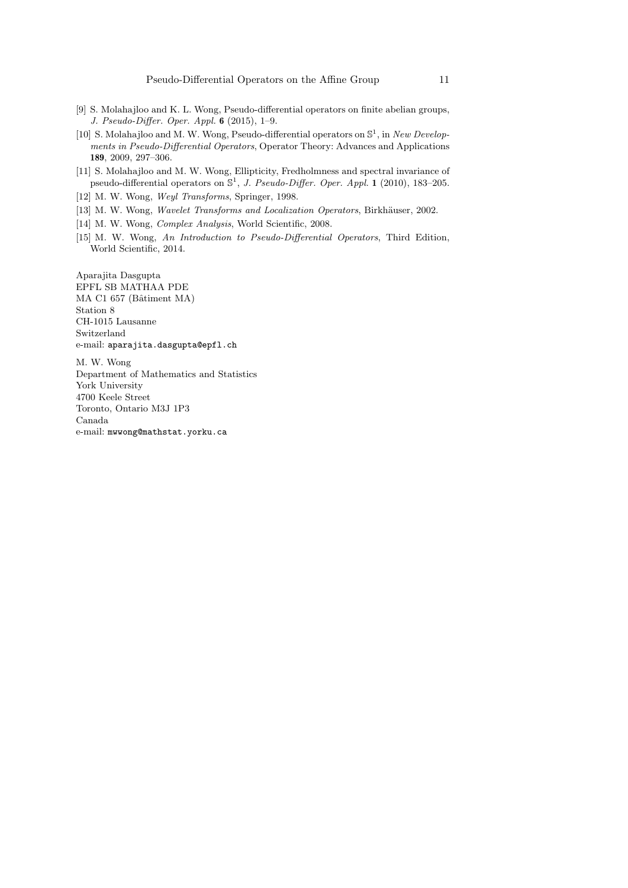[9] S. Molahajloo and K. L. Wong, Pseudo-differential operators on finite abelian groups, *J. Pseudo-Differ. Oper. Appl.* **6** (2015), 1–9.

[10] S. Molahajloo and M. W. Wong, Pseudo-differential operators on $\mathbb{S}^1$, in *New Developments in Pseudo-Differential Operators*, Operator Theory: Advances and Applications **189**, 2009, 297–306.

[11] S. Molahajloo and M. W. Wong, Ellipticity, Fredholmness and spectral invariance of pseudo-differential operators on $\mathbb{S}^1$, *J. Pseudo-Differ. Oper. Appl.* **1** (2010), 183–205.

[12] M. W. Wong, *Weyl Transforms*, Springer, 1998.

[13] M. W. Wong, *Wavelet Transforms and Localization Operators*, Birkhäuser, 2002.

[14] M. W. Wong, *Complex Analysis*, World Scientific, 2008.

[15] M. W. Wong, *An Introduction to Pseudo-Differential Operators*, Third Edition, World Scientific, 2014.

Aparajita Dasgupta
EPFL SB MATHAA PDE
MA C1 657 (Bâtiment MA)
Station 8
CH-1015 Lausanne
Switzerland
e-mail: `aparajita.dasgupta@epfl.ch`

M. W. Wong
Department of Mathematics and Statistics
York University
4700 Keele Street
Toronto, Ontario M3J 1P3
Canada
e-mail: `mwwong@mathstat.yorku.ca`